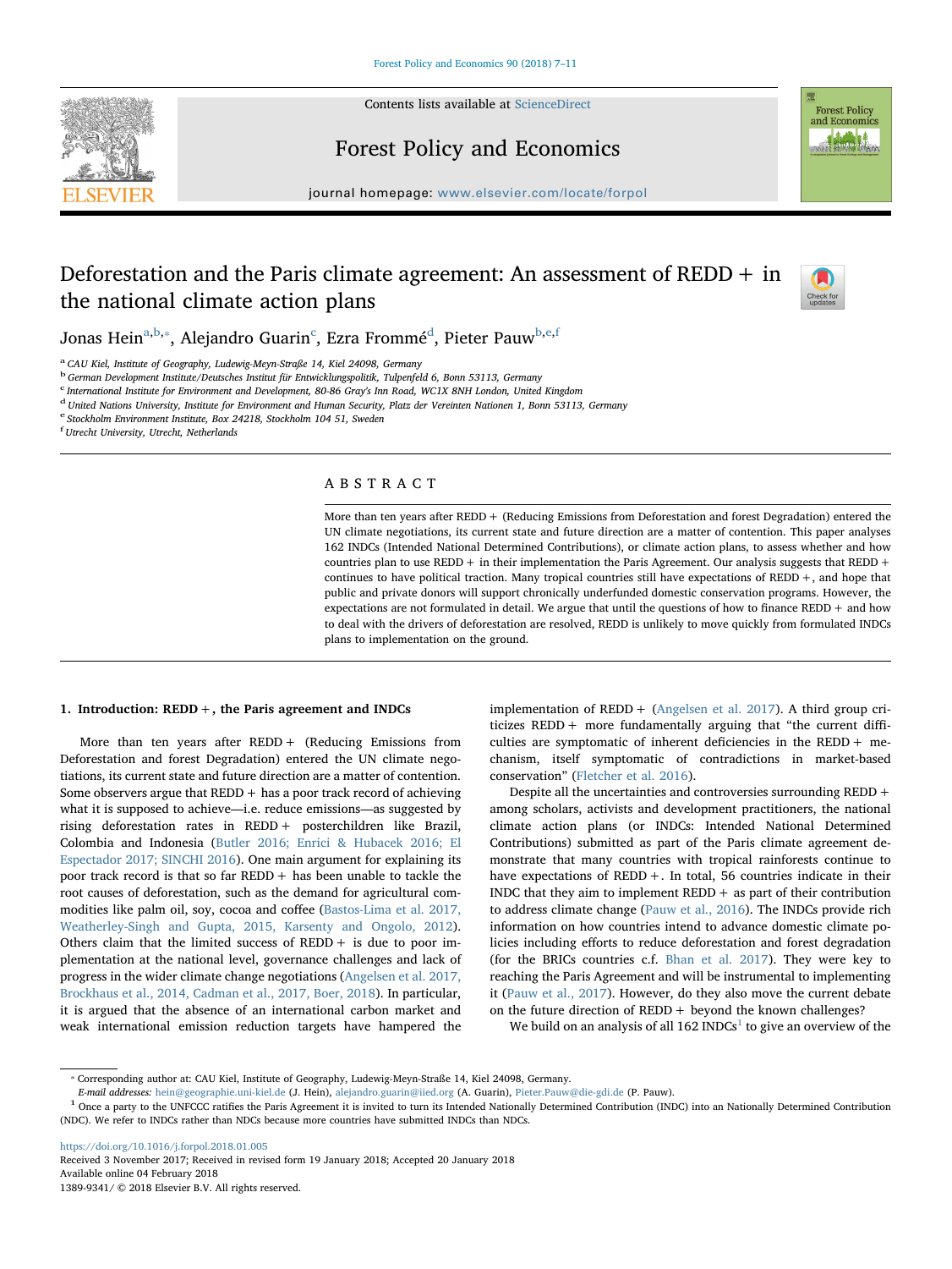# Deforestation and the Paris climate agreement: An assessment of REDD + in the national climate action plans

Jonas Hein[a,b,*], Alejandro Guarin[c], Ezra Frommé[d], Pieter Pauw[b,e,f]

[a] CAU Kiel, Institute of Geography, Ludewig-Meyn-Straße 14, Kiel 24098, Germany
[b] German Development Institute/Deutsches Institut für Entwicklungspolitik, Tulpenfeld 6, Bonn 53113, Germany
[c] International Institute for Environment and Development, 80-86 Gray's Inn Road, WC1X 8NH London, United Kingdom
[d] United Nations University, Institute for Environment and Human Security, Platz der Vereinten Nationen 1, Bonn 53113, Germany
[e] Stockholm Environment Institute, Box 24218, Stockholm 104 51, Sweden
[f] Utrecht University, Utrecht, Netherlands

## ABSTRACT

More than ten years after REDD + (Reducing Emissions from Deforestation and forest Degradation) entered the UN climate negotiations, its current state and future direction are a matter of contention. This paper analyses 162 INDCs (Intended National Determined Contributions), or climate action plans, to assess whether and how countries plan to use REDD + in their implementation the Paris Agreement. Our analysis suggests that REDD + continues to have political traction. Many tropical countries still have expectations of REDD +, and hope that public and private donors will support chronically underfunded domestic conservation programs. However, the expectations are not formulated in detail. We argue that until the questions of how to finance REDD + and how to deal with the drivers of deforestation are resolved, REDD is unlikely to move quickly from formulated INDCs plans to implementation on the ground.

## 1. Introduction: REDD +, the Paris agreement and INDCs

More than ten years after REDD + (Reducing Emissions from Deforestation and forest Degradation) entered the UN climate negotiations, its current state and future direction are a matter of contention. Some observers argue that REDD + has a poor track record of achieving what it is supposed to achieve—i.e. reduce emissions—as suggested by rising deforestation rates in REDD + posterchildren like Brazil, Colombia and Indonesia (Butler 2016; Enrici & Hubacek 2016; El Espectador 2017; SINCHI 2016). One main argument for explaining its poor track record is that so far REDD + has been unable to tackle the root causes of deforestation, such as the demand for agricultural commodities like palm oil, soy, cocoa and coffee (Bastos-Lima et al. 2017, Weatherley-Singh and Gupta, 2015, Karsenty and Ongolo, 2012). Others claim that the limited success of REDD + is due to poor implementation at the national level, governance challenges and lack of progress in the wider climate change negotiations (Angelsen et al. 2017, Brockhaus et al., 2014, Cadman et al., 2017, Boer, 2018). In particular, it is argued that the absence of an international carbon market and weak international emission reduction targets have hampered the implementation of REDD + (Angelsen et al. 2017). A third group criticizes REDD + more fundamentally arguing that "the current difficulties are symptomatic of inherent deficiencies in the REDD + mechanism, itself symptomatic of contradictions in market-based conservation" (Fletcher et al. 2016).

Despite all the uncertainties and controversies surrounding REDD + among scholars, activists and development practitioners, the national climate action plans (or INDCs: Intended National Determined Contributions) submitted as part of the Paris climate agreement demonstrate that many countries with tropical rainforests continue to have expectations of REDD +. In total, 56 countries indicate in their INDC that they aim to implement REDD + as part of their contribution to address climate change (Pauw et al., 2016). The INDCs provide rich information on how countries intend to advance domestic climate policies including efforts to reduce deforestation and forest degradation (for the BRICs countries c.f. Bhan et al. 2017). They were key to reaching the Paris Agreement and will be instrumental to implementing it (Pauw et al., 2017). However, do they also move the current debate on the future direction of REDD + beyond the known challenges?

We build on an analysis of all 162 INDCs[1] to give an overview of the

---

* Corresponding author at: CAU Kiel, Institute of Geography, Ludewig-Meyn-Straße 14, Kiel 24098, Germany.
E-mail addresses: hein@geographie.uni-kiel.de (J. Hein), alejandro.guarin@iied.org (A. Guarin), Pieter.Pauw@die-gdi.de (P. Pauw).

[1] Once a party to the UNFCCC ratifies the Paris Agreement it is invited to turn its Intended Nationally Determined Contribution (INDC) into an Nationally Determined Contribution (NDC). We refer to INDCs rather than NDCs because more countries have submitted INDCs than NDCs.

https://doi.org/10.1016/j.forpol.2018.01.005
Received 3 November 2017; Received in revised form 19 January 2018; Accepted 20 January 2018
Available online 04 February 2018
1389-9341/ © 2018 Elsevier B.V. All rights reserved.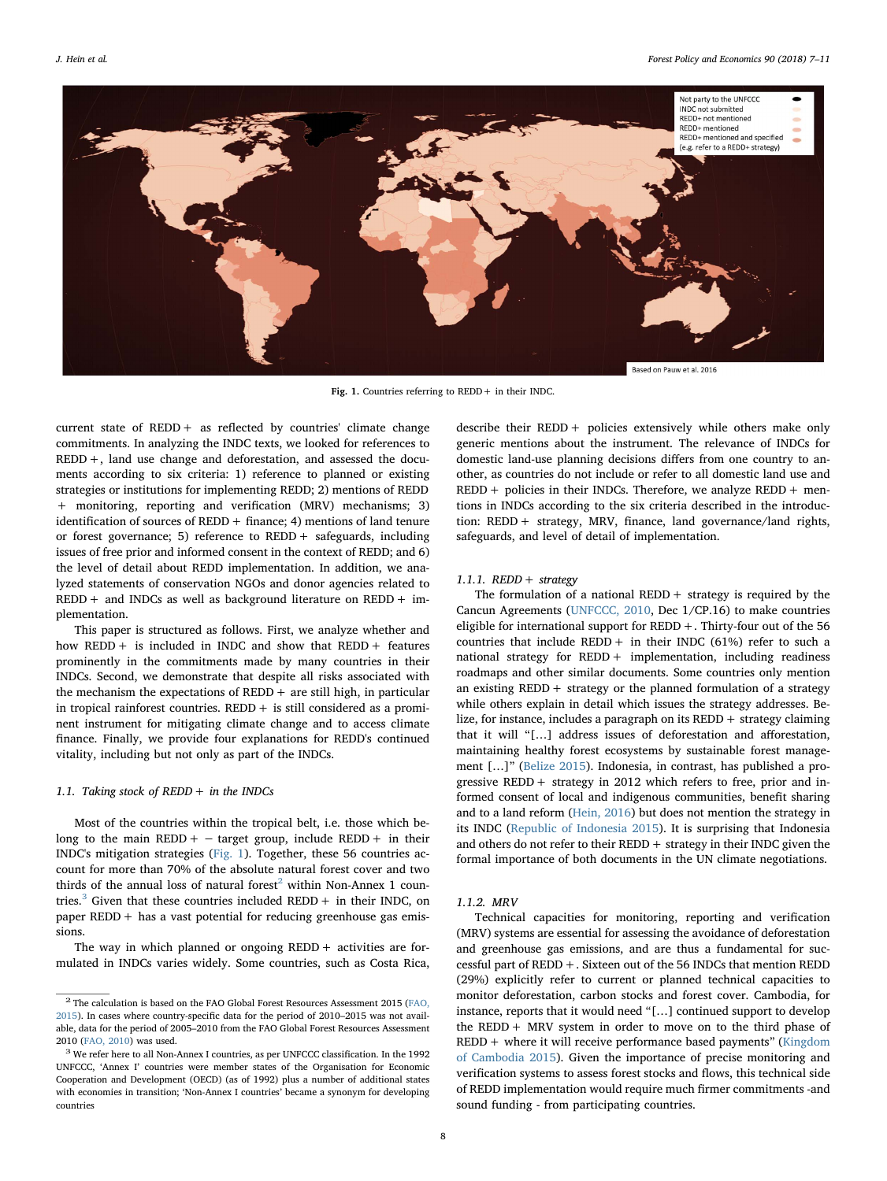Not party to the UNFCCC
INDC not submitted
REDD+ not mentioned
REDD+ mentioned
REDD+ mentioned and specified (e.g. refer to a REDD+ strategy)

Based on Pauw et al. 2016

**Fig. 1.** Countries referring to REDD + in their INDC.

current state of REDD + as reflected by countries' climate change commitments. In analyzing the INDC texts, we looked for references to REDD +, land use change and deforestation, and assessed the documents according to six criteria: 1) reference to planned or existing strategies or institutions for implementing REDD; 2) mentions of REDD + monitoring, reporting and verification (MRV) mechanisms; 3) identification of sources of REDD + finance; 4) mentions of land tenure or forest governance; 5) reference to REDD + safeguards, including issues of free prior and informed consent in the context of REDD; and 6) the level of detail about REDD implementation. In addition, we analyzed statements of conservation NGOs and donor agencies related to REDD + and INDCs as well as background literature on REDD + implementation.

This paper is structured as follows. First, we analyze whether and how REDD + is included in INDC and show that REDD + features prominently in the commitments made by many countries in their INDCs. Second, we demonstrate that despite all risks associated with the mechanism the expectations of REDD + are still high, in particular in tropical rainforest countries. REDD + is still considered as a prominent instrument for mitigating climate change and to access climate finance. Finally, we provide four explanations for REDD's continued vitality, including but not only as part of the INDCs.

### 1.1. Taking stock of REDD + in the INDCs

Most of the countries within the tropical belt, i.e. those which belong to the main REDD + − target group, include REDD + in their INDC's mitigation strategies (Fig. 1). Together, these 56 countries account for more than 70% of the absolute natural forest cover and two thirds of the annual loss of natural forest[2] within Non-Annex 1 countries.[3] Given that these countries included REDD + in their INDC, on paper REDD + has a vast potential for reducing greenhouse gas emissions.

The way in which planned or ongoing REDD + activities are formulated in INDCs varies widely. Some countries, such as Costa Rica, describe their REDD + policies extensively while others make only generic mentions about the instrument. The relevance of INDCs for domestic land-use planning decisions differs from one country to another, as countries do not include or refer to all domestic land use and REDD + policies in their INDCs. Therefore, we analyze REDD + mentions in INDCs according to the six criteria described in the introduction: REDD + strategy, MRV, finance, land governance/land rights, safeguards, and level of detail of implementation.

#### 1.1.1. REDD + strategy

The formulation of a national REDD + strategy is required by the Cancun Agreements (UNFCCC, 2010, Dec 1/CP.16) to make countries eligible for international support for REDD +. Thirty-four out of the 56 countries that include REDD + in their INDC (61%) refer to such a national strategy for REDD + implementation, including readiness roadmaps and other similar documents. Some countries only mention an existing REDD + strategy or the planned formulation of a strategy while others explain in detail which issues the strategy addresses. Belize, for instance, includes a paragraph on its REDD + strategy claiming that it will "[…] address issues of deforestation and afforestation, maintaining healthy forest ecosystems by sustainable forest management […]" (Belize 2015). Indonesia, in contrast, has published a progressive REDD + strategy in 2012 which refers to free, prior and informed consent of local and indigenous communities, benefit sharing and to a land reform (Hein, 2016) but does not mention the strategy in its INDC (Republic of Indonesia 2015). It is surprising that Indonesia and others do not refer to their REDD + strategy in their INDC given the formal importance of both documents in the UN climate negotiations.

#### 1.1.2. MRV

Technical capacities for monitoring, reporting and verification (MRV) systems are essential for assessing the avoidance of deforestation and greenhouse gas emissions, and are thus a fundamental for successful part of REDD +. Sixteen out of the 56 INDCs that mention REDD (29%) explicitly refer to current or planned technical capacities to monitor deforestation, carbon stocks and forest cover. Cambodia, for instance, reports that it would need "[…] continued support to develop the REDD + MRV system in order to move on to the third phase of REDD + where it will receive performance based payments" (Kingdom of Cambodia 2015). Given the importance of precise monitoring and verification systems to assess forest stocks and flows, this technical side of REDD implementation would require much firmer commitments -and sound funding - from participating countries.

---

[2] The calculation is based on the FAO Global Forest Resources Assessment 2015 (FAO, 2015). In cases where country-specific data for the period of 2010–2015 was not available, data for the period of 2005–2010 from the FAO Global Forest Resources Assessment 2010 (FAO, 2010) was used.

[3] We refer here to all Non-Annex I countries, as per UNFCCC classification. In the 1992 UNFCCC, 'Annex I' countries were member states of the Organisation for Economic Cooperation and Development (OECD) (as of 1992) plus a number of additional states with economies in transition; 'Non-Annex I countries' became a synonym for developing countries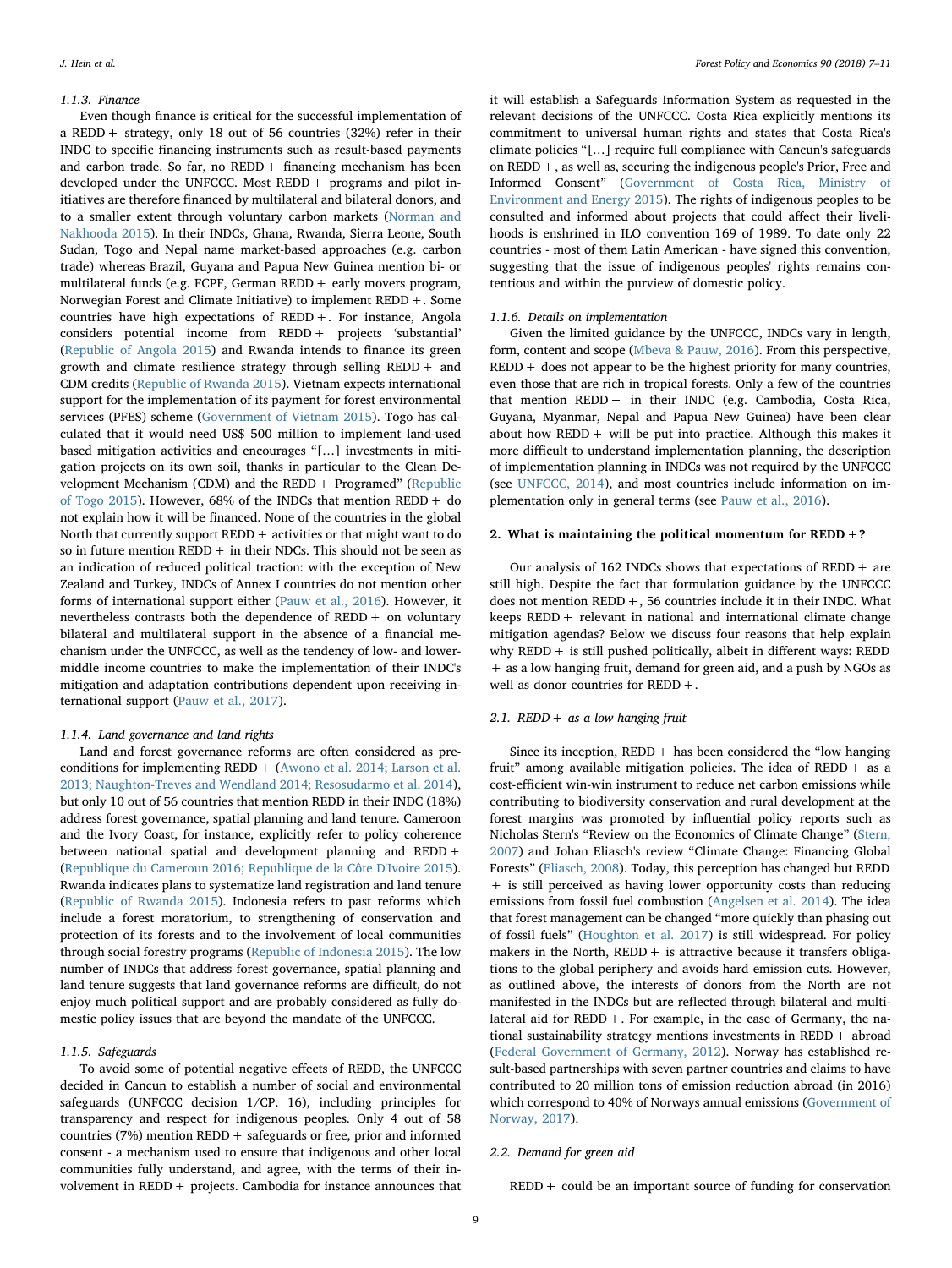#### 1.1.3. Finance

Even though finance is critical for the successful implementation of a REDD + strategy, only 18 out of 56 countries (32%) refer in their INDC to specific financing instruments such as result-based payments and carbon trade. So far, no REDD + financing mechanism has been developed under the UNFCCC. Most REDD + programs and pilot initiatives are therefore financed by multilateral and bilateral donors, and to a smaller extent through voluntary carbon markets (Norman and Nakhooda 2015). In their INDCs, Ghana, Rwanda, Sierra Leone, South Sudan, Togo and Nepal name market-based approaches (e.g. carbon trade) whereas Brazil, Guyana and Papua New Guinea mention bi- or multilateral funds (e.g. FCPF, German REDD + early movers program, Norwegian Forest and Climate Initiative) to implement REDD +. Some countries have high expectations of REDD +. For instance, Angola considers potential income from REDD + projects 'substantial' (Republic of Angola 2015) and Rwanda intends to finance its green growth and climate resilience strategy through selling REDD + and CDM credits (Republic of Rwanda 2015). Vietnam expects international support for the implementation of its payment for forest environmental services (PFES) scheme (Government of Vietnam 2015). Togo has calculated that it would need US$ 500 million to implement land-used based mitigation activities and encourages "[…] investments in mitigation projects on its own soil, thanks in particular to the Clean Development Mechanism (CDM) and the REDD + Programed" (Republic of Togo 2015). However, 68% of the INDCs that mention REDD + do not explain how it will be financed. None of the countries in the global North that currently support REDD + activities or that might want to do so in future mention REDD + in their NDCs. This should not be seen as an indication of reduced political traction: with the exception of New Zealand and Turkey, INDCs of Annex I countries do not mention other forms of international support either (Pauw et al., 2016). However, it nevertheless contrasts both the dependence of REDD + on voluntary bilateral and multilateral support in the absence of a financial mechanism under the UNFCCC, as well as the tendency of low- and lower-middle income countries to make the implementation of their INDC's mitigation and adaptation contributions dependent upon receiving international support (Pauw et al., 2017).

#### 1.1.4. Land governance and land rights

Land and forest governance reforms are often considered as preconditions for implementing REDD + (Awono et al. 2014; Larson et al. 2013; Naughton-Treves and Wendland 2014; Resosudarmo et al. 2014), but only 10 out of 56 countries that mention REDD in their INDC (18%) address forest governance, spatial planning and land tenure. Cameroon and the Ivory Coast, for instance, explicitly refer to policy coherence between national spatial and development planning and REDD + (Republique du Cameroun 2016; Republique de la Côte D'Ivoire 2015). Rwanda indicates plans to systematize land registration and land tenure (Republic of Rwanda 2015). Indonesia refers to past reforms which include a forest moratorium, to strengthening of conservation and protection of its forests and to the involvement of local communities through social forestry programs (Republic of Indonesia 2015). The low number of INDCs that address forest governance, spatial planning and land tenure suggests that land governance reforms are difficult, do not enjoy much political support and are probably considered as fully domestic policy issues that are beyond the mandate of the UNFCCC.

#### 1.1.5. Safeguards

To avoid some of potential negative effects of REDD, the UNFCCC decided in Cancun to establish a number of social and environmental safeguards (UNFCCC decision 1/CP. 16), including principles for transparency and respect for indigenous peoples. Only 4 out of 58 countries (7%) mention REDD + safeguards or free, prior and informed consent - a mechanism used to ensure that indigenous and other local communities fully understand, and agree, with the terms of their involvement in REDD + projects. Cambodia for instance announces that it will establish a Safeguards Information System as requested in the relevant decisions of the UNFCCC. Costa Rica explicitly mentions its commitment to universal human rights and states that Costa Rica's climate policies "[…] require full compliance with Cancun's safeguards on REDD +, as well as, securing the indigenous people's Prior, Free and Informed Consent" (Government of Costa Rica, Ministry of Environment and Energy 2015). The rights of indigenous peoples to be consulted and informed about projects that could affect their livelihoods is enshrined in ILO convention 169 of 1989. To date only 22 countries - most of them Latin American - have signed this convention, suggesting that the issue of indigenous peoples' rights remains contentious and within the purview of domestic policy.

#### 1.1.6. Details on implementation

Given the limited guidance by the UNFCCC, INDCs vary in length, form, content and scope (Mbeva & Pauw, 2016). From this perspective, REDD + does not appear to be the highest priority for many countries, even those that are rich in tropical forests. Only a few of the countries that mention REDD + in their INDC (e.g. Cambodia, Costa Rica, Guyana, Myanmar, Nepal and Papua New Guinea) have been clear about how REDD + will be put into practice. Although this makes it more difficult to understand implementation planning, the description of implementation planning in INDCs was not required by the UNFCCC (see UNFCCC, 2014), and most countries include information on implementation only in general terms (see Pauw et al., 2016).

## 2. What is maintaining the political momentum for REDD +?

Our analysis of 162 INDCs shows that expectations of REDD + are still high. Despite the fact that formulation guidance by the UNFCCC does not mention REDD +, 56 countries include it in their INDC. What keeps REDD + relevant in national and international climate change mitigation agendas? Below we discuss four reasons that help explain why REDD + is still pushed politically, albeit in different ways: REDD + as a low hanging fruit, demand for green aid, and a push by NGOs as well as donor countries for REDD +.

### 2.1. REDD + as a low hanging fruit

Since its inception, REDD + has been considered the "low hanging fruit" among available mitigation policies. The idea of REDD + as a cost-efficient win-win instrument to reduce net carbon emissions while contributing to biodiversity conservation and rural development at the forest margins was promoted by influential policy reports such as Nicholas Stern's "Review on the Economics of Climate Change" (Stern, 2007) and Johan Eliasch's review "Climate Change: Financing Global Forests" (Eliasch, 2008). Today, this perception has changed but REDD + is still perceived as having lower opportunity costs than reducing emissions from fossil fuel combustion (Angelsen et al. 2014). The idea that forest management can be changed "more quickly than phasing out of fossil fuels" (Houghton et al. 2017) is still widespread. For policy makers in the North, REDD + is attractive because it transfers obligations to the global periphery and avoids hard emission cuts. However, as outlined above, the interests of donors from the North are not manifested in the INDCs but are reflected through bilateral and multilateral aid for REDD +. For example, in the case of Germany, the national sustainability strategy mentions investments in REDD + abroad (Federal Government of Germany, 2012). Norway has established result-based partnerships with seven partner countries and claims to have contributed to 20 million tons of emission reduction abroad (in 2016) which correspond to 40% of Norways annual emissions (Government of Norway, 2017).

### 2.2. Demand for green aid

REDD + could be an important source of funding for conservation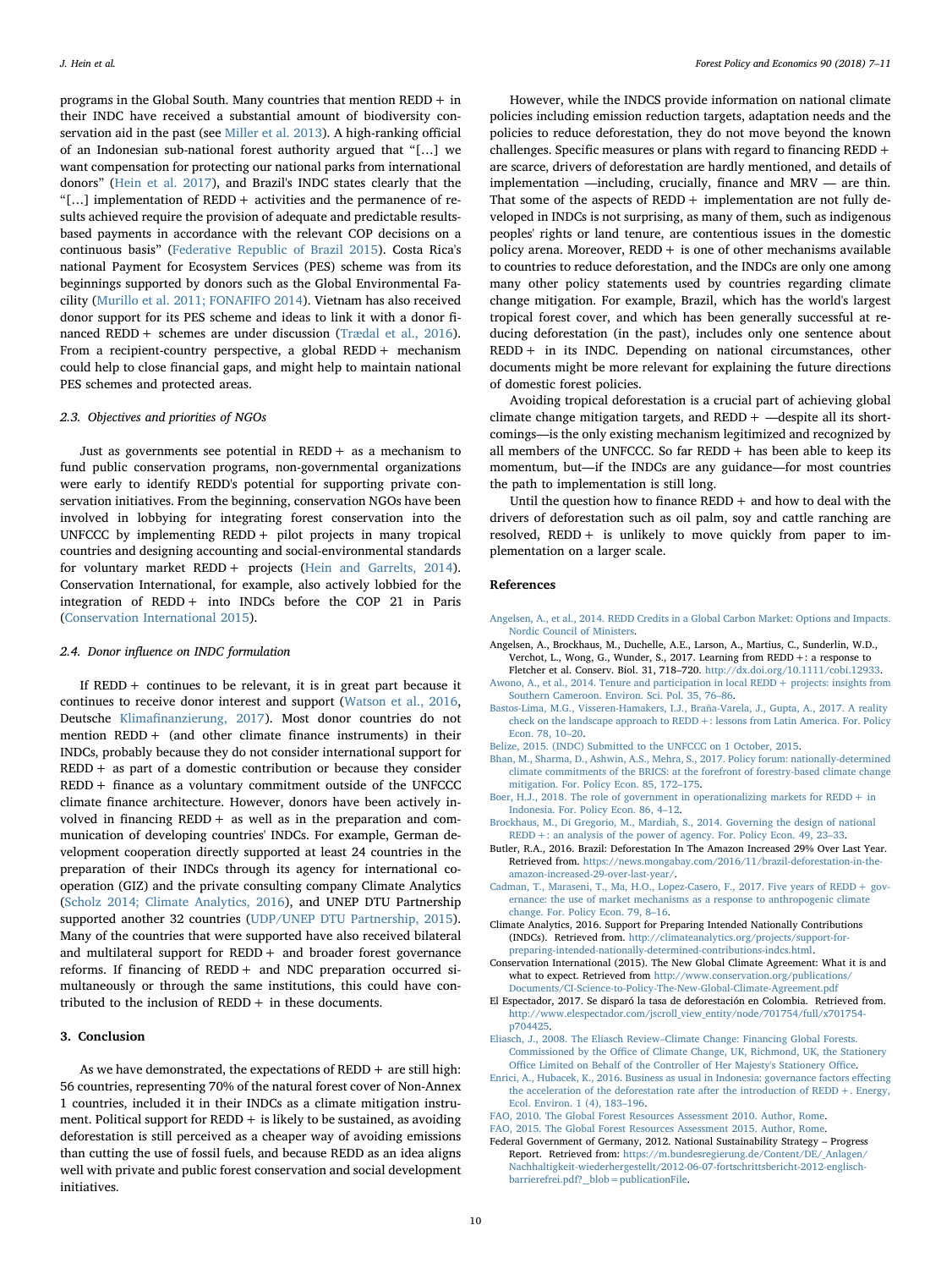programs in the Global South. Many countries that mention REDD + in their INDC have received a substantial amount of biodiversity conservation aid in the past (see Miller et al. 2013). A high-ranking official of an Indonesian sub-national forest authority argued that "[…] we want compensation for protecting our national parks from international donors" (Hein et al. 2017), and Brazil's INDC states clearly that the "[…] implementation of REDD + activities and the permanence of results achieved require the provision of adequate and predictable results-based payments in accordance with the relevant COP decisions on a continuous basis" (Federative Republic of Brazil 2015). Costa Rica's national Payment for Ecosystem Services (PES) scheme was from its beginnings supported by donors such as the Global Environmental Facility (Murillo et al. 2011; FONAFIFO 2014). Vietnam has also received donor support for its PES scheme and ideas to link it with a donor financed REDD + schemes are under discussion (Trædal et al., 2016). From a recipient-country perspective, a global REDD + mechanism could help to close financial gaps, and might help to maintain national PES schemes and protected areas.

### 2.3. Objectives and priorities of NGOs

Just as governments see potential in REDD + as a mechanism to fund public conservation programs, non-governmental organizations were early to identify REDD's potential for supporting private conservation initiatives. From the beginning, conservation NGOs have been involved in lobbying for integrating forest conservation into the UNFCCC by implementing REDD + pilot projects in many tropical countries and designing accounting and social-environmental standards for voluntary market REDD + projects (Hein and Garrelts, 2014). Conservation International, for example, also actively lobbied for the integration of REDD + into INDCs before the COP 21 in Paris (Conservation International 2015).

### 2.4. Donor influence on INDC formulation

If REDD + continues to be relevant, it is in great part because it continues to receive donor interest and support (Watson et al., 2016, Deutsche Klimafinanzierung, 2017). Most donor countries do not mention REDD + (and other climate finance instruments) in their INDCs, probably because they do not consider international support for REDD + as part of a domestic contribution or because they consider REDD + finance as a voluntary commitment outside of the UNFCCC climate finance architecture. However, donors have been actively involved in financing REDD + as well as in the preparation and communication of developing countries' INDCs. For example, German development cooperation directly supported at least 24 countries in the preparation of their INDCs through its agency for international cooperation (GIZ) and the private consulting company Climate Analytics (Scholz 2014; Climate Analytics, 2016), and UNEP DTU Partnership supported another 32 countries (UDP/UNEP DTU Partnership, 2015). Many of the countries that were supported have also received bilateral and multilateral support for REDD + and broader forest governance reforms. If financing of REDD + and NDC preparation occurred simultaneously or through the same institutions, this could have contributed to the inclusion of REDD + in these documents.

## 3. Conclusion

As we have demonstrated, the expectations of REDD + are still high: 56 countries, representing 70% of the natural forest cover of Non-Annex 1 countries, included it in their INDCs as a climate mitigation instrument. Political support for REDD + is likely to be sustained, as avoiding deforestation is still perceived as a cheaper way of avoiding emissions than cutting the use of fossil fuels, and because REDD as an idea aligns well with private and public forest conservation and social development initiatives.

However, while the INDCS provide information on national climate policies including emission reduction targets, adaptation needs and the policies to reduce deforestation, they do not move beyond the known challenges. Specific measures or plans with regard to financing REDD + are scarce, drivers of deforestation are hardly mentioned, and details of implementation —including, crucially, finance and MRV — are thin. That some of the aspects of REDD + implementation are not fully developed in INDCs is not surprising, as many of them, such as indigenous peoples' rights or land tenure, are contentious issues in the domestic policy arena. Moreover, REDD + is one of other mechanisms available to countries to reduce deforestation, and the INDCs are only one among many other policy statements used by countries regarding climate change mitigation. For example, Brazil, which has the world's largest tropical forest cover, and which has been generally successful at reducing deforestation (in the past), includes only one sentence about REDD + in its INDC. Depending on national circumstances, other documents might be more relevant for explaining the future directions of domestic forest policies.

Avoiding tropical deforestation is a crucial part of achieving global climate change mitigation targets, and REDD + —despite all its shortcomings—is the only existing mechanism legitimized and recognized by all members of the UNFCCC. So far REDD + has been able to keep its momentum, but—if the INDCs are any guidance—for most countries the path to implementation is still long.

Until the question how to finance REDD + and how to deal with the drivers of deforestation such as oil palm, soy and cattle ranching are resolved, REDD + is unlikely to move quickly from paper to implementation on a larger scale.

## References

Angelsen, A., et al., 2014. REDD Credits in a Global Carbon Market: Options and Impacts. Nordic Council of Ministers.

Angelsen, A., Brockhaus, M., Duchelle, A.E., Larson, A., Martius, C., Sunderlin, W.D., Verchot, L., Wong, G., Wunder, S., 2017. Learning from REDD +: a response to Fletcher et al. Conserv. Biol. 31, 718–720. http://dx.doi.org/10.1111/cobi.12933.

Awono, A., et al., 2014. Tenure and participation in local REDD + projects: insights from Southern Cameroon. Environ. Sci. Pol. 35, 76–86.

Bastos-Lima, M.G., Visseren-Hamakers, I.J., Braña-Varela, J., Gupta, A., 2017. A reality check on the landscape approach to REDD +: lessons from Latin America. For. Policy Econ. 78, 10–20.

Belize, 2015. (INDC) Submitted to the UNFCCC on 1 October, 2015.

Bhan, M., Sharma, D., Ashwin, A.S., Mehra, S., 2017. Policy forum: nationally-determined climate commitments of the BRICS: at the forefront of forestry-based climate change mitigation. For. Policy Econ. 85, 172–175.

Boer, H.J., 2018. The role of government in operationalizing markets for REDD + in Indonesia. For. Policy Econ. 86, 4–12.

Brockhaus, M., Di Gregorio, M., Mardiah, S., 2014. Governing the design of national REDD +: an analysis of the power of agency. For. Policy Econ. 49, 23–33.

Butler, R.A., 2016. Brazil: Deforestation In The Amazon Increased 29% Over Last Year. Retrieved from. https://news.mongabay.com/2016/11/brazil-deforestation-in-the-amazon-increased-29-over-last-year/.

Cadman, T., Maraseni, T., Ma, H.O., Lopez-Casero, F., 2017. Five years of REDD + governance: the use of market mechanisms as a response to anthropogenic climate change. For. Policy Econ. 79, 8–16.

Climate Analytics, 2016. Support for Preparing Intended Nationally Contributions (INDCs). Retrieved from. http://climateanalytics.org/projects/support-for-preparing-intended-nationally-determined-contributions-indcs.html.

Conservation International (2015). The New Global Climate Agreement: What it is and what to expect. Retrieved from http://www.conservation.org/publications/Documents/CI-Science-to-Policy-The-New-Global-Climate-Agreement.pdf

El Espectador, 2017. Se disparó la tasa de deforestación en Colombia. Retrieved from. http://www.elespectador.com/jscroll_view_entity/node/701754/full/x701754-p704425.

Eliasch, J., 2008. The Eliasch Review–Climate Change: Financing Global Forests. Commissioned by the Office of Climate Change, UK, Richmond, UK, the Stationery Office Limited on Behalf of the Controller of Her Majesty's Stationery Office.

Enrici, A., Hubacek, K., 2016. Business as usual in Indonesia: governance factors effecting the acceleration of the deforestation rate after the introduction of REDD +. Energy, Ecol. Environ. 1 (4), 183–196.

FAO, 2010. The Global Forest Resources Assessment 2010. Author, Rome.

FAO, 2015. The Global Forest Resources Assessment 2015. Author, Rome.

Federal Government of Germany, 2012. National Sustainability Strategy – Progress Report. Retrieved from: https://m.bundesregierung.de/Content/DE/_Anlagen/Nachhaltigkeit-wiederhergestellt/2012-06-07-fortschrittsbericht-2012-englisch-barrierefrei.pdf?__blob=publicationFile.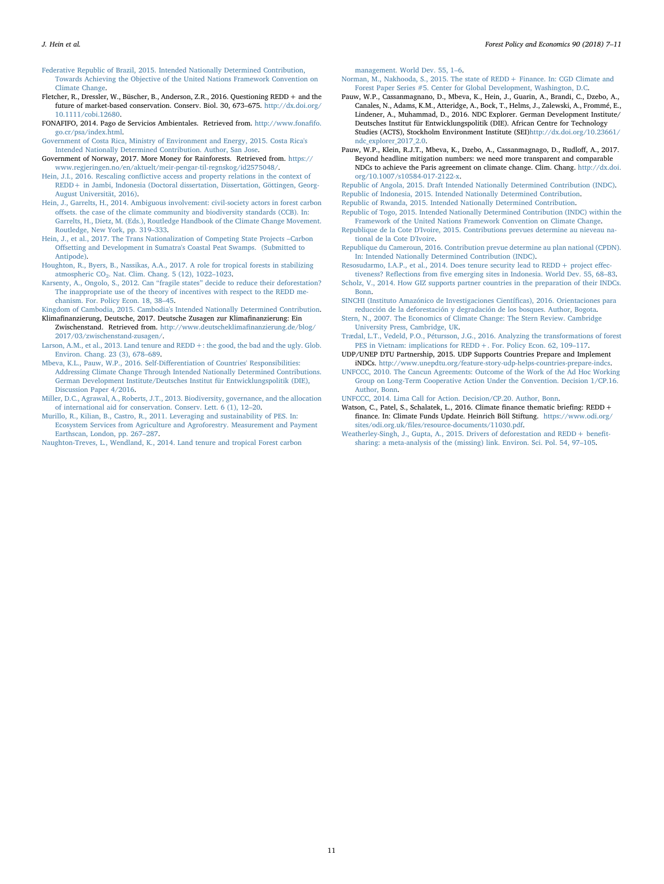Federative Republic of Brazil, 2015. Intended Nationally Determined Contribution, Towards Achieving the Objective of the United Nations Framework Convention on Climate Change.

Fletcher, R., Dressler, W., Büscher, B., Anderson, Z.R., 2016. Questioning REDD + and the future of market-based conservation. Conserv. Biol. 30, 673–675. http://dx.doi.org/10.1111/cobi.12680.

FONAFIFO, 2014. Pago de Servicios Ambientales. Retrieved from. http://www.fonafifo.go.cr/psa/index.html.

Government of Costa Rica, Ministry of Environment and Energy, 2015. Costa Rica's Intended Nationally Determined Contribution. Author, San Jose.

Government of Norway, 2017. More Money for Rainforests. Retrieved from. https://www.regjeringen.no/en/aktuelt/meir-pengar-til-regnskog/id2575048/.

Hein, J.I., 2016. Rescaling conflictive access and property relations in the context of REDD+ in Jambi, Indonesia (Doctoral dissertation, Dissertation, Göttingen, Georg-August Universität, 2016).

Hein, J., Garrelts, H., 2014. Ambiguous involvement: civil-society actors in forest carbon offsets. the case of the climate community and biodiversity standards (CCB). In: Garrelts, H., Dietz, M. (Eds.), Routledge Handbook of the Climate Change Movement. Routledge, New York, pp. 319–333.

Hein, J., et al., 2017. The Trans Nationalization of Competing State Projects –Carbon Offsetting and Development in Sumatra's Coastal Peat Swamps. (Submitted to Antipode).

Houghton, R., Byers, B., Nassikas, A.A., 2017. A role for tropical forests in stabilizing atmospheric $CO_2$. Nat. Clim. Chang. 5 (12), 1022–1023.

Karsenty, A., Ongolo, S., 2012. Can "fragile states" decide to reduce their deforestation? The inappropriate use of the theory of incentives with respect to the REDD mechanism. For. Policy Econ. 18, 38–45.

Kingdom of Cambodia, 2015. Cambodia's Intended Nationally Determined Contribution.

Klimafinanzierung, Deutsche, 2017. Deutsche Zusagen zur Klimafinanzierung: Ein Zwischenstand. Retrieved from. http://www.deutscheklimafinanzierung.de/blog/2017/03/zwischenstand-zusagen/.

Larson, A.M., et al., 2013. Land tenure and REDD +: the good, the bad and the ugly. Glob. Environ. Chang. 23 (3), 678–689.

Mbeva, K.L., Pauw, W.P., 2016. Self-Differentiation of Countries' Responsibilities: Addressing Climate Change Through Intended Nationally Determined Contributions. German Development Institute/Deutsches Institut für Entwicklungspolitik (DIE), Discussion Paper 4/2016.

Miller, D.C., Agrawal, A., Roberts, J.T., 2013. Biodiversity, governance, and the allocation of international aid for conservation. Conserv. Lett. 6 (1), 12–20.

Murillo, R., Kilian, B., Castro, R., 2011. Leveraging and sustainability of PES. In: Ecosystem Services from Agriculture and Agroforestry. Measurement and Payment Earthscan, London, pp. 267–287.

Naughton-Treves, L., Wendland, K., 2014. Land tenure and tropical Forest carbon management. World Dev. 55, 1–6.

Norman, M., Nakhooda, S., 2015. The state of REDD + Finance. In: CGD Climate and Forest Paper Series #5. Center for Global Development, Washington, D.C.

Pauw, W.P., Cassanmagnano, D., Mbeva, K., Hein, J., Guarin, A., Brandi, C., Dzebo, A., Canales, N., Adams, K.M., Atteridge, A., Bock, T., Helms, J., Zalewski, A., Frommé, E., Lindener, A., Muhammad, D., 2016. NDC Explorer. German Development Institute/ Deutsches Institut für Entwicklungspolitik (DIE). African Centre for Technology Studies (ACTS), Stockholm Environment Institute (SEI)http://dx.doi.org/10.23661/ndc_explorer_2017_2.0.

Pauw, W.P., Klein, R.J.T., Mbeva, K., Dzebo, A., Cassanmagnago, D., Rudloff, A., 2017. Beyond headline mitigation numbers: we need more transparent and comparable NDCs to achieve the Paris agreement on climate change. Clim. Chang. http://dx.doi.org/10.1007/s10584-017-2122-x.

Republic of Angola, 2015. Draft Intended Nationally Determined Contribution (INDC).

Republic of Indonesia, 2015. Intended Nationally Determined Contribution.

Republic of Rwanda, 2015. Intended Nationally Determined Contribution.

Republic of Togo, 2015. Intended Nationally Determined Contribution (INDC) within the Framework of the United Nations Framework Convention on Climate Change.

Republique de la Cote D'Ivoire, 2015. Contributions prevues determine au nieveau national de la Cote D'Ivoire.

Republique du Cameroun, 2016. Contribution prevue determine au plan national (CPDN). In: Intended Nationally Determined Contribution (INDC).

Resosudarmo, I.A.P., et al., 2014. Does tenure security lead to REDD + project effectiveness? Reflections from five emerging sites in Indonesia. World Dev. 55, 68–83.

Scholz, V., 2014. How GIZ supports partner countries in the preparation of their INDCs. Bonn.

SINCHI (Instituto Amazónico de Investigaciones Científicas), 2016. Orientaciones para reducción de la deforestación y degradación de los bosques. Author, Bogota.

Stern, N., 2007. The Economics of Climate Change: The Stern Review. Cambridge University Press, Cambridge, UK.

Trædal, L.T., Vedeld, P.O., Pétursson, J.G., 2016. Analyzing the transformations of forest PES in Vietnam: implications for REDD +. For. Policy Econ. 62, 109–117.

UDP/UNEP DTU Partnership, 2015. UDP Supports Countries Prepare and Implement iNDCs. http://www.unepdtu.org/feature-story-udp-helps-countries-prepare-indcs.

UNFCCC, 2010. The Cancun Agreements: Outcome of the Work of the Ad Hoc Working Group on Long-Term Cooperative Action Under the Convention. Decision 1/CP.16. Author, Bonn.

UNFCCC, 2014. Lima Call for Action. Decision/CP.20. Author, Bonn.

Watson, C., Patel, S., Schalatek, L., 2016. Climate finance thematic briefing: REDD + finance. In: Climate Funds Update. Heinrich Böll Stiftung. https://www.odi.org/sites/odi.org.uk/files/resource-documents/11030.pdf.

Weatherley-Singh, J., Gupta, A., 2015. Drivers of deforestation and REDD + benefit-sharing: a meta-analysis of the (missing) link. Environ. Sci. Pol. 54, 97–105.